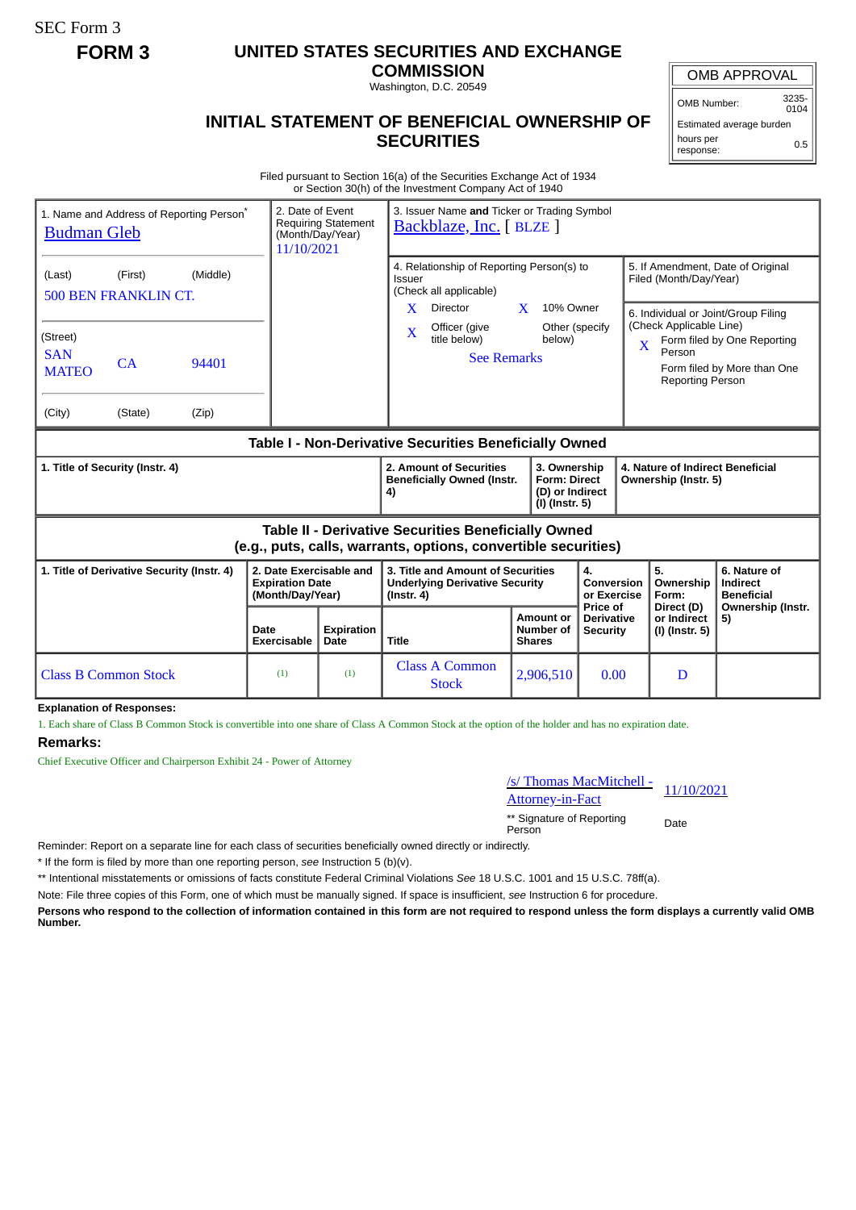SEC Form 3

**FORM 3**

# UNITED STATES SECURITIES AND EXCHANGE COMMISSION

Washington, D.C. 20549

## INITIAL STATEMENT OF BENEFICIAL OWNERSHIP OF SECURITIES

| OMB APPROVAL | |
|---|---|
| OMB Number: | 3235-0104 |
| Estimated average burden | |
| hours per response: | 0.5 |

Filed pursuant to Section 16(a) of the Securities Exchange Act of 1934
or Section 30(h) of the Investment Company Act of 1940

1. Name and Address of Reporting Person*
Budman Gleb

(Last) (First) (Middle)
500 BEN FRANKLIN CT.

(Street)
SAN MATEO CA 94401

(City) (State) (Zip)

2. Date of Event Requiring Statement (Month/Day/Year)
11/10/2021

3. Issuer Name **and** Ticker or Trading Symbol
Backblaze, Inc. [ BLZE ]

4. Relationship of Reporting Person(s) to Issuer
(Check all applicable)
X Director
X 10% Owner
X Officer (give title below)
Other (specify below)
See Remarks

5. If Amendment, Date of Original Filed (Month/Day/Year)

6. Individual or Joint/Group Filing (Check Applicable Line)
X Form filed by One Reporting Person
Form filed by More than One Reporting Person

**Table I - Non-Derivative Securities Beneficially Owned**

| 1. Title of Security (Instr. 4) | 2. Amount of Securities Beneficially Owned (Instr. 4) | 3. Ownership Form: Direct (D) or Indirect (I) (Instr. 5) | 4. Nature of Indirect Beneficial Ownership (Instr. 5) |
|---|---|---|---|

**Table II - Derivative Securities Beneficially Owned**
**(e.g., puts, calls, warrants, options, convertible securities)**

| 1. Title of Derivative Security (Instr. 4) | 2. Date Exercisable and Expiration Date (Month/Day/Year) | | 3. Title and Amount of Securities Underlying Derivative Security (Instr. 4) | | 4. Conversion or Exercise Price of Derivative Security | 5. Ownership Form: Direct (D) or Indirect (I) (Instr. 5) | 6. Nature of Indirect Beneficial Ownership (Instr. 5) |
|---|---|---|---|---|---|---|---|
| | Date Exercisable | Expiration Date | Title | Amount or Number of Shares | | | |
| Class B Common Stock | (1) | (1) | Class A Common Stock | 2,906,510 | 0.00 | D | |

**Explanation of Responses:**

1. Each share of Class B Common Stock is convertible into one share of Class A Common Stock at the option of the holder and has no expiration date.

**Remarks:**

Chief Executive Officer and Chairperson Exhibit 24 - Power of Attorney

/s/ Thomas MacMitchell - Attorney-in-Fact 11/10/2021

** Signature of Reporting Person Date

Reminder: Report on a separate line for each class of securities beneficially owned directly or indirectly.

* If the form is filed by more than one reporting person, *see* Instruction 5 (b)(v).

** Intentional misstatements or omissions of facts constitute Federal Criminal Violations *See* 18 U.S.C. 1001 and 15 U.S.C. 78ff(a).

Note: File three copies of this Form, one of which must be manually signed. If space is insufficient, *see* Instruction 6 for procedure.

**Persons who respond to the collection of information contained in this form are not required to respond unless the form displays a currently valid OMB Number.**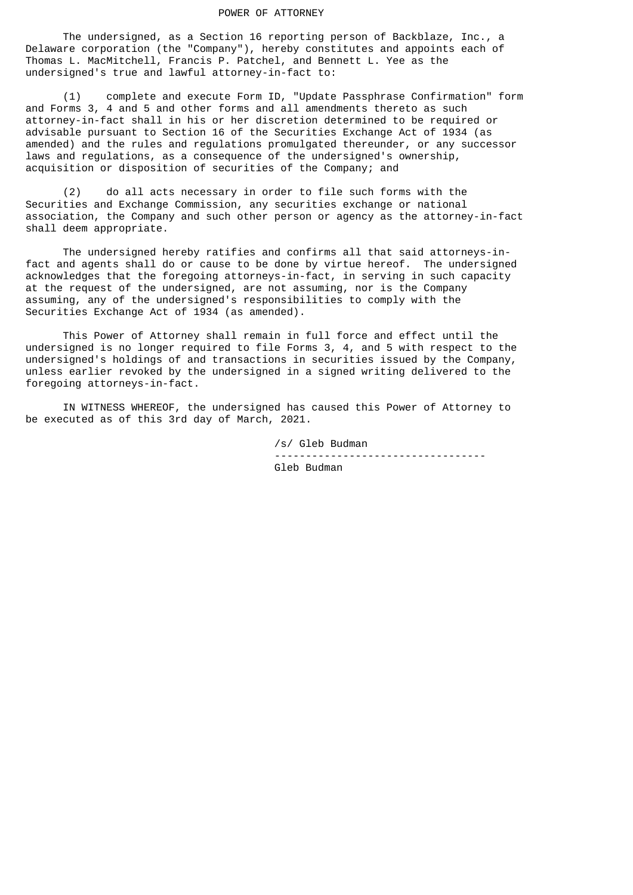# POWER OF ATTORNEY

The undersigned, as a Section 16 reporting person of Backblaze, Inc., a Delaware corporation (the "Company"), hereby constitutes and appoints each of Thomas L. MacMitchell, Francis P. Patchel, and Bennett L. Yee as the undersigned's true and lawful attorney-in-fact to:

(1) complete and execute Form ID, "Update Passphrase Confirmation" form and Forms 3, 4 and 5 and other forms and all amendments thereto as such attorney-in-fact shall in his or her discretion determined to be required or advisable pursuant to Section 16 of the Securities Exchange Act of 1934 (as amended) and the rules and regulations promulgated thereunder, or any successor laws and regulations, as a consequence of the undersigned's ownership, acquisition or disposition of securities of the Company; and

(2) do all acts necessary in order to file such forms with the Securities and Exchange Commission, any securities exchange or national association, the Company and such other person or agency as the attorney-in-fact shall deem appropriate.

The undersigned hereby ratifies and confirms all that said attorneys-in-fact and agents shall do or cause to be done by virtue hereof. The undersigned acknowledges that the foregoing attorneys-in-fact, in serving in such capacity at the request of the undersigned, are not assuming, nor is the Company assuming, any of the undersigned's responsibilities to comply with the Securities Exchange Act of 1934 (as amended).

This Power of Attorney shall remain in full force and effect until the undersigned is no longer required to file Forms 3, 4, and 5 with respect to the undersigned's holdings of and transactions in securities issued by the Company, unless earlier revoked by the undersigned in a signed writing delivered to the foregoing attorneys-in-fact.

IN WITNESS WHEREOF, the undersigned has caused this Power of Attorney to be executed as of this 3rd day of March, 2021.

/s/ Gleb Budman

----------------------------------

Gleb Budman